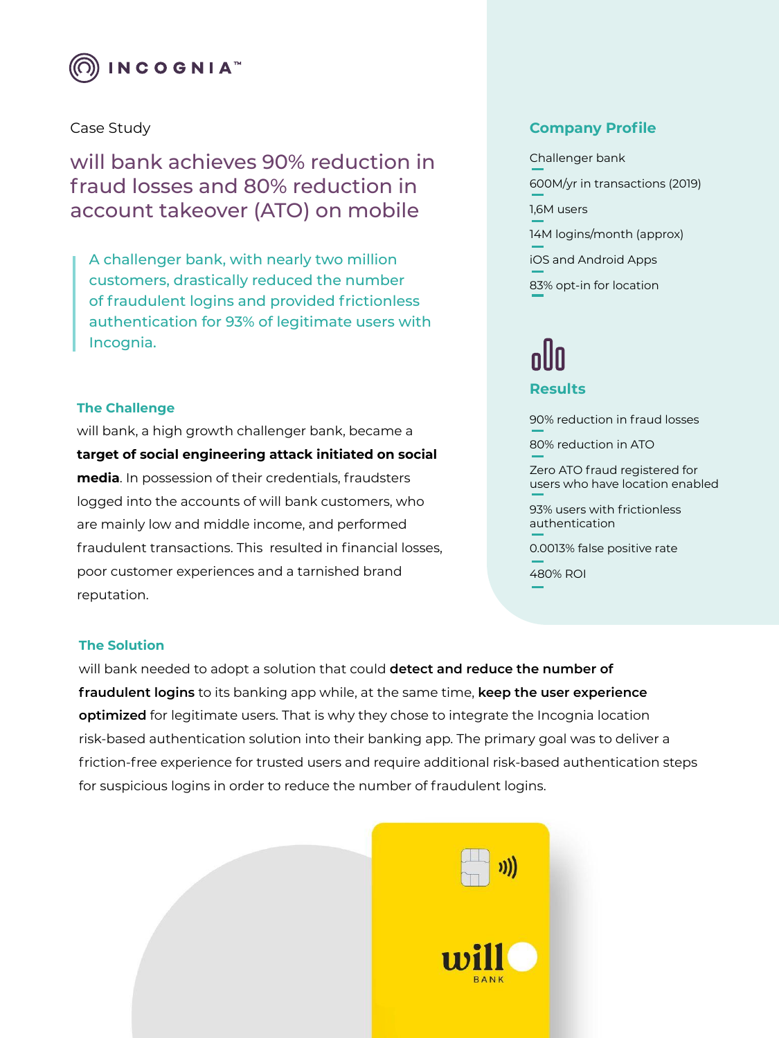INCOGNIA™

Case Study

# will bank achieves 90% reduction in fraud losses and 80% reduction in account takeover (ATO) on mobile

> A challenger bank, with nearly two million customers, drastically reduced the number of fraudulent logins and provided frictionless authentication for 93% of legitimate users with Incognia.

## The Challenge

will bank, a high growth challenger bank, became a **target of social engineering attack initiated on social media**. In possession of their credentials, fraudsters logged into the accounts of will bank customers, who are mainly low and middle income, and performed fraudulent transactions. This resulted in financial losses, poor customer experiences and a tarnished brand reputation.

## Company Profile

- Challenger bank
- 600M/yr in transactions (2019)
- 1,6M users
- 14M logins/month (approx)
- iOS and Android Apps
- 83% opt-in for location

## Results

- 90% reduction in fraud losses
- 80% reduction in ATO
- Zero ATO fraud registered for users who have location enabled
- 93% users with frictionless authentication
- 0.0013% false positive rate
- 480% ROI

## The Solution

will bank needed to adopt a solution that could **detect and reduce the number of fraudulent logins** to its banking app while, at the same time, **keep the user experience optimized** for legitimate users. That is why they chose to integrate the Incognia location risk-based authentication solution into their banking app. The primary goal was to deliver a friction-free experience for trusted users and require additional risk-based authentication steps for suspicious logins in order to reduce the number of fraudulent logins.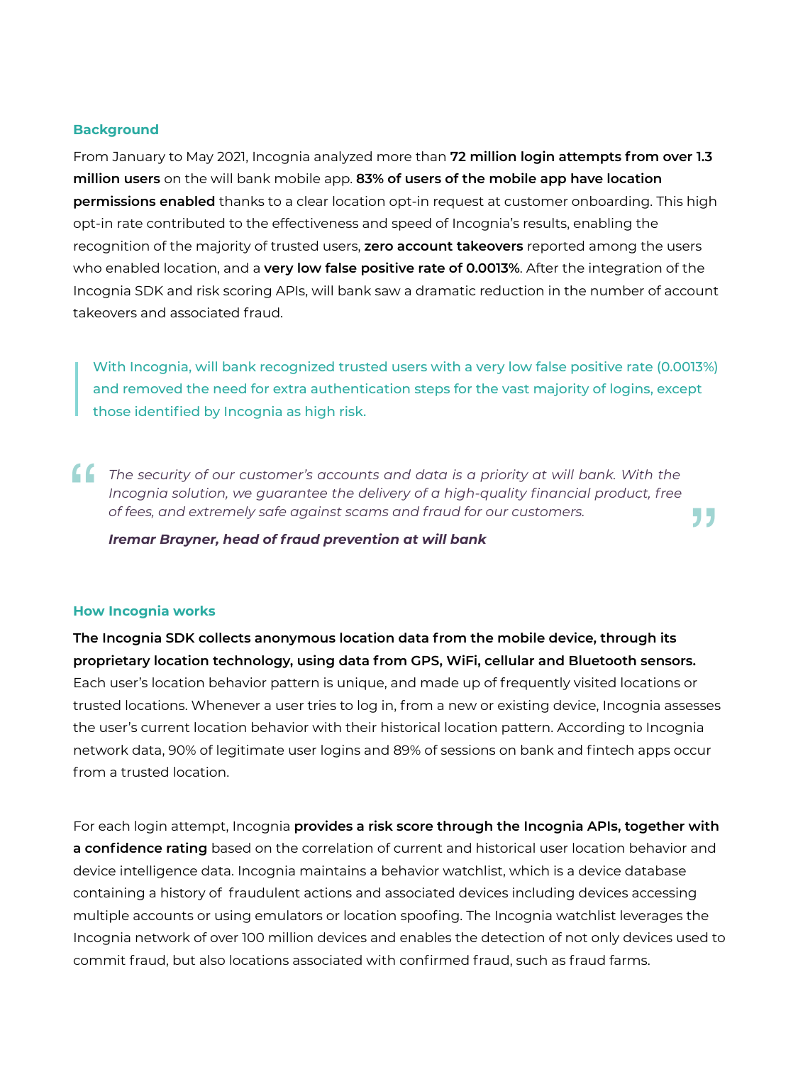## Background

From January to May 2021, Incognia analyzed more than **72 million login attempts from over 1.3 million users** on the will bank mobile app. **83% of users of the mobile app have location permissions enabled** thanks to a clear location opt-in request at customer onboarding. This high opt-in rate contributed to the effectiveness and speed of Incognia's results, enabling the recognition of the majority of trusted users, **zero account takeovers** reported among the users who enabled location, and a **very low false positive rate of 0.0013%**. After the integration of the Incognia SDK and risk scoring APIs, will bank saw a dramatic reduction in the number of account takeovers and associated fraud.

> With Incognia, will bank recognized trusted users with a very low false positive rate (0.0013%) and removed the need for extra authentication steps for the vast majority of logins, except those identified by Incognia as high risk.

> *"The security of our customer's accounts and data is a priority at will bank. With the Incognia solution, we guarantee the delivery of a high-quality financial product, free of fees, and extremely safe against scams and fraud for our customers."*
>
> ***Iremar Brayner, head of fraud prevention at will bank***

## How Incognia works

**The Incognia SDK collects anonymous location data from the mobile device, through its proprietary location technology, using data from GPS, WiFi, cellular and Bluetooth sensors.** Each user's location behavior pattern is unique, and made up of frequently visited locations or trusted locations. Whenever a user tries to log in, from a new or existing device, Incognia assesses the user's current location behavior with their historical location pattern. According to Incognia network data, 90% of legitimate user logins and 89% of sessions on bank and fintech apps occur from a trusted location.

For each login attempt, Incognia **provides a risk score through the Incognia APIs, together with a confidence rating** based on the correlation of current and historical user location behavior and device intelligence data. Incognia maintains a behavior watchlist, which is a device database containing a history of fraudulent actions and associated devices including devices accessing multiple accounts or using emulators or location spoofing. The Incognia watchlist leverages the Incognia network of over 100 million devices and enables the detection of not only devices used to commit fraud, but also locations associated with confirmed fraud, such as fraud farms.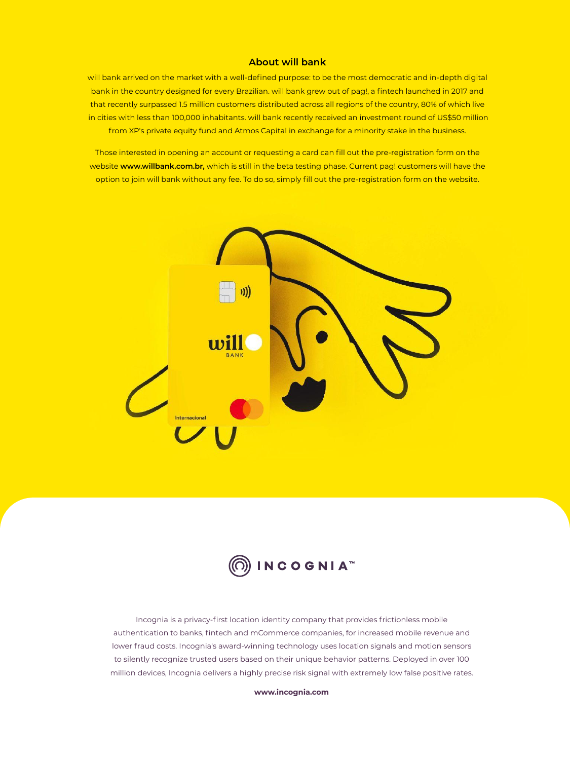## About will bank

will bank arrived on the market with a well-defined purpose: to be the most democratic and in-depth digital bank in the country designed for every Brazilian. will bank grew out of pag!, a fintech launched in 2017 and that recently surpassed 1.5 million customers distributed across all regions of the country, 80% of which live in cities with less than 100,000 inhabitants. will bank recently received an investment round of US$50 million from XP's private equity fund and Atmos Capital in exchange for a minority stake in the business.

Those interested in opening an account or requesting a card can fill out the pre-registration form on the website **www.willbank.com.br,** which is still in the beta testing phase. Current pag! customers will have the option to join will bank without any fee. To do so, simply fill out the pre-registration form on the website.

## INCOGNIA™

Incognia is a privacy-first location identity company that provides frictionless mobile authentication to banks, fintech and mCommerce companies, for increased mobile revenue and lower fraud costs. Incognia's award-winning technology uses location signals and motion sensors to silently recognize trusted users based on their unique behavior patterns. Deployed in over 100 million devices, Incognia delivers a highly precise risk signal with extremely low false positive rates.

**www.incognia.com**